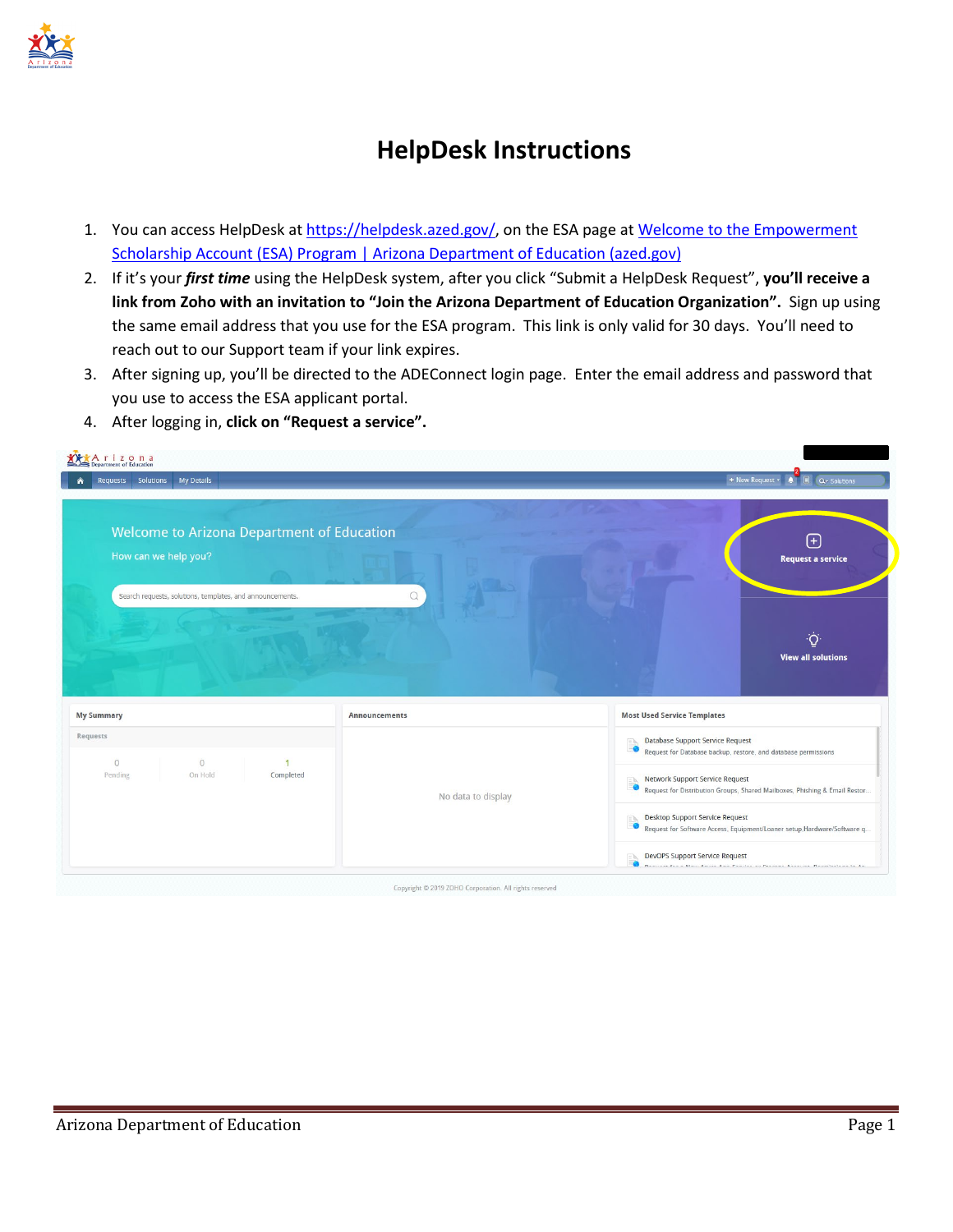# HelpDesk Instructions

1. You can access HelpDesk at [https://helpdesk.azed.gov/](https://helpdesk.azed.gov/), on the ESA page at [Welcome to the Empowerment Scholarship Account (ESA) Program | Arizona Department of Education (azed.gov)]()
2. If it's your ***first time*** using the HelpDesk system, after you click "Submit a HelpDesk Request", **you'll receive a link from Zoho with an invitation to "Join the Arizona Department of Education Organization".** Sign up using the same email address that you use for the ESA program. This link is only valid for 30 days. You'll need to reach out to our Support team if your link expires.
3. After signing up, you'll be directed to the ADEConnect login page. Enter the email address and password that you use to access the ESA applicant portal.
4. After logging in, **click on "Request a service".**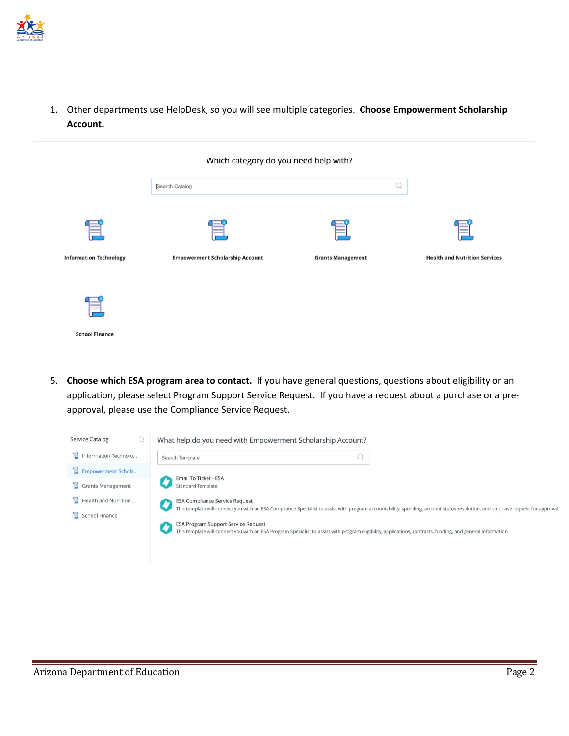1. Other departments use HelpDesk, so you will see multiple categories. **Choose Empowerment Scholarship Account.**

Which category do you need help with?

Search Catalog

Information Technology

Empowerment Scholarship Account

Grants Management

Health and Nutrition Services

School Finance

5. **Choose which ESA program area to contact.** If you have general questions, questions about eligibility or an application, please select Program Support Service Request. If you have a request about a purchase or a pre-approval, please use the Compliance Service Request.

Service Catalog

- Information Technolo...
- Empowerment Schola...
- Grants Management
- Health and Nutrition ...
- School Finance

What help do you need with Empowerment Scholarship Account?

Search Template

Email To Ticket - ESA
Standard Template

ESA Compliance Service Request
This template will connect you with an ESA Compliance Specialist to assist with program accountability, spending, account status resolution, and purchase request for approval.

ESA Program Support Service Request
This template will connect you with an ESA Program Specialist to assist with program eligibility, applications, contracts, funding, and general information.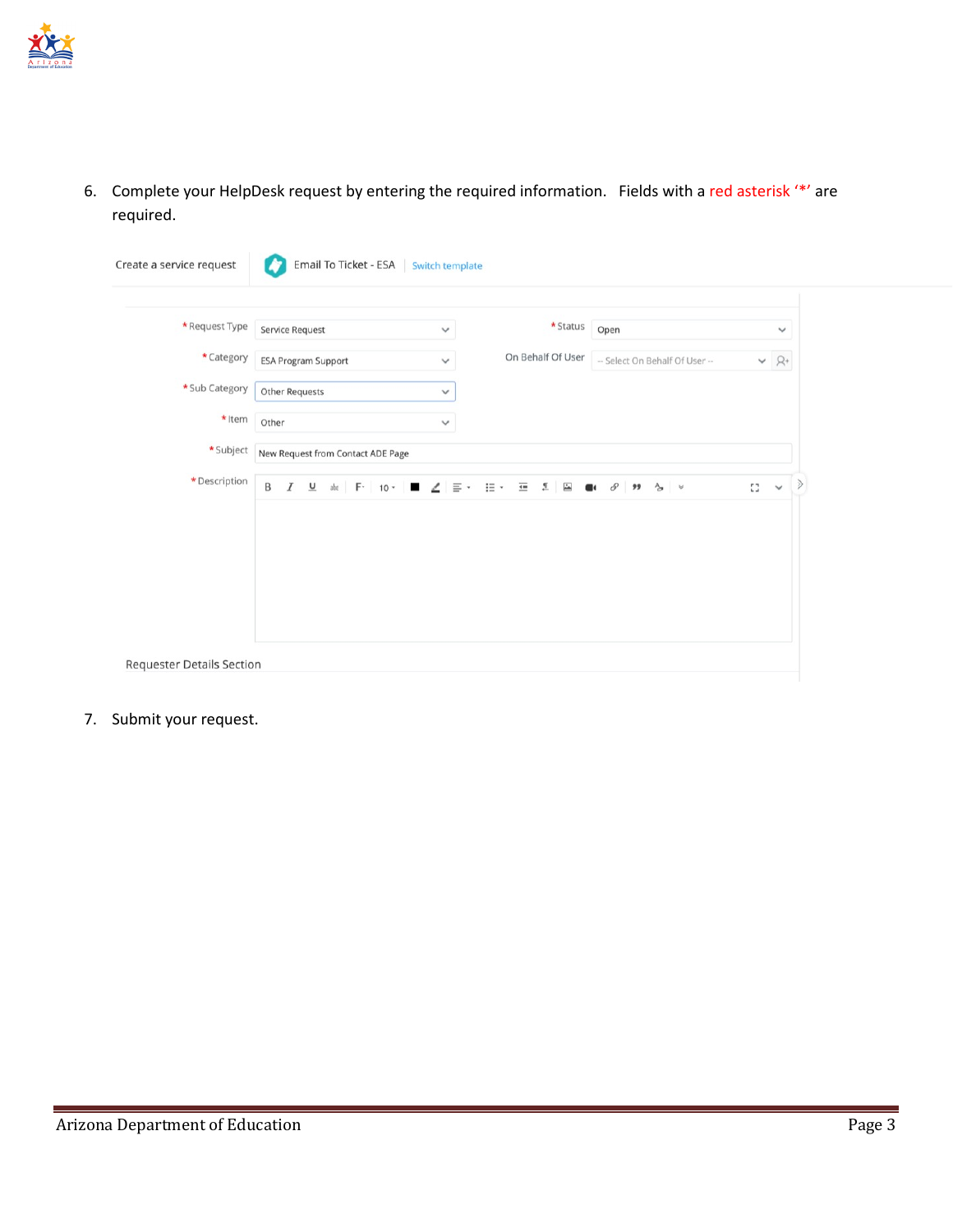6. Complete your HelpDesk request by entering the required information. Fields with a red asterisk '*' are required.

Create a service request | Email To Ticket - ESA | Switch template

| Field | Value | Field | Value |
|---|---|---|---|
| * Request Type | Service Request | * Status | Open |
| * Category | ESA Program Support | On Behalf Of User | -- Select On Behalf Of User -- |
| * Sub Category | Other Requests | | |
| * Item | Other | | |
| * Subject | New Request from Contact ADE Page | | |
| * Description | | | |

Requester Details Section

7. Submit your request.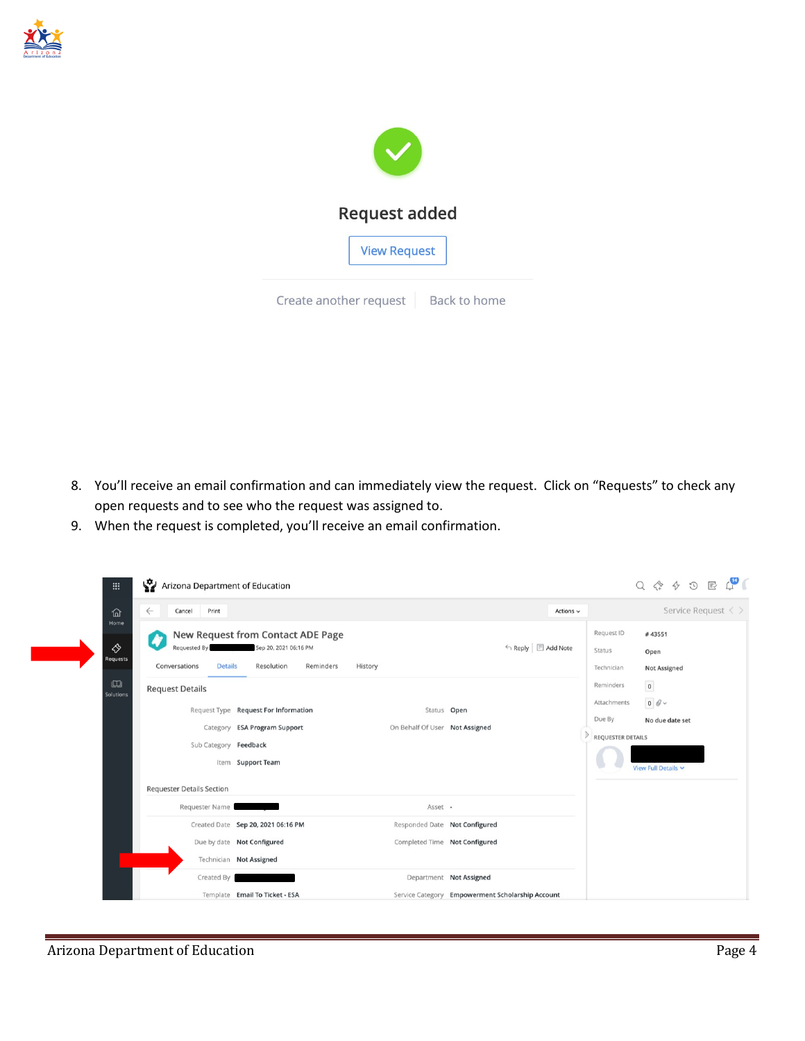8. You'll receive an email confirmation and can immediately view the request. Click on "Requests" to check any open requests and to see who the request was assigned to.
9. When the request is completed, you'll receive an email confirmation.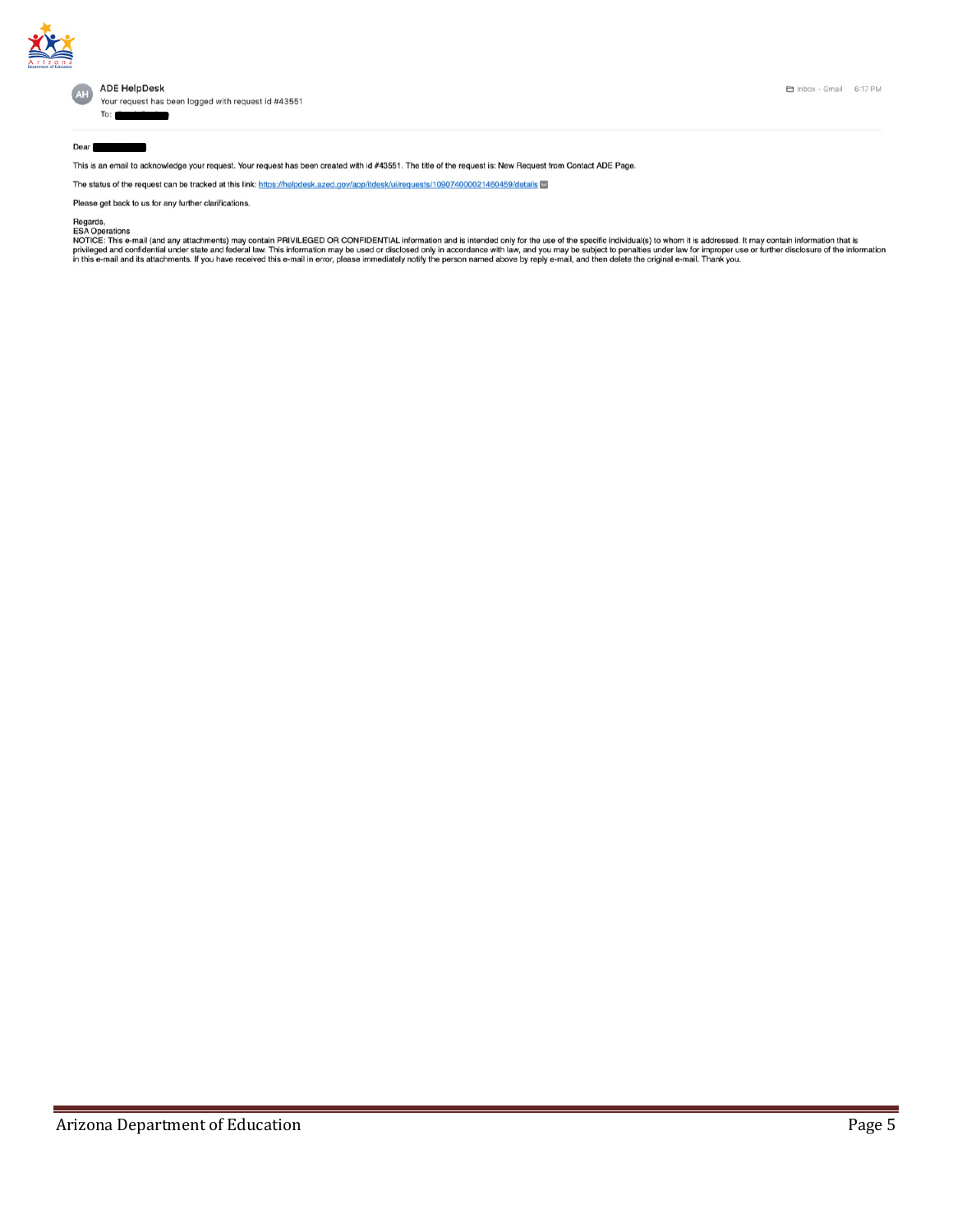**ADE HelpDesk**
Your request has been logged with request id #43551
To: ██████████

Inbox - Gmail 6:17 PM

Dear ██████████

This is an email to acknowledge your request. Your request has been created with id #43551. The title of the request is: New Request from Contact ADE Page.

The status of the request can be tracked at this link: https://helpdesk.azed.gov/app/itdesk/ui/requests/109074000021460459/details

Please get back to us for any further clarifications.

Regards,
ESA Operations
NOTICE: This e-mail (and any attachments) may contain PRIVILEGED OR CONFIDENTIAL information and is intended only for the use of the specific individual(s) to whom it is addressed. It may contain information that is privileged and confidential under state and federal law. This information may be used or disclosed only in accordance with law, and you may be subject to penalties under law for improper use or further disclosure of the information in this e-mail and its attachments. If you have received this e-mail in error, please immediately notify the person named above by reply e-mail, and then delete the original e-mail. Thank you.